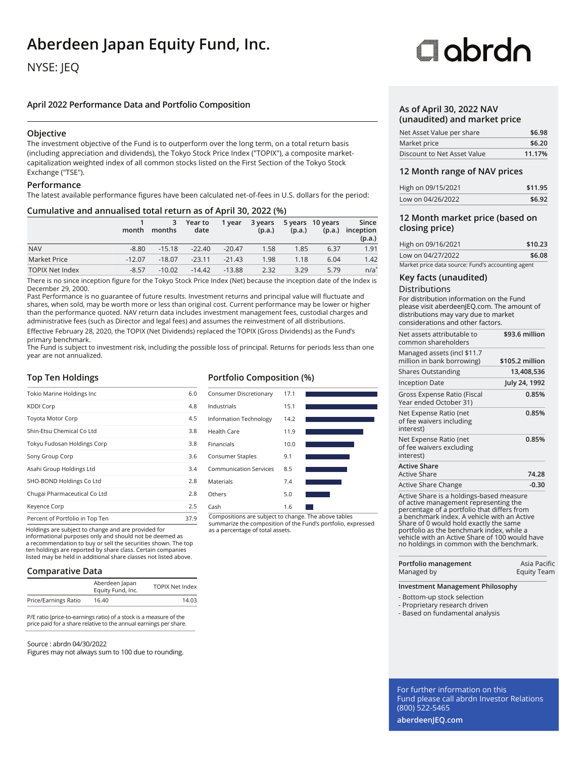# Aberdeen Japan Equity Fund, Inc.

NYSE: JEQ

abrdn

## April 2022 Performance Data and Portfolio Composition

### Objective

The investment objective of the Fund is to outperform over the long term, on a total return basis (including appreciation and dividends), the Tokyo Stock Price Index ("TOPIX"), a composite market-capitalization weighted index of all common stocks listed on the First Section of the Tokyo Stock Exchange ("TSE").

### Performance

The latest available performance figures have been calculated net-of-fees in U.S. dollars for the period:

### Cumulative and annualised total return as of April 30, 2022 (%)

| | 1 month | 3 months | Year to date | 1 year | 3 years (p.a.) | 5 years (p.a.) | 10 years (p.a.) | Since inception (p.a.) |
|---|---|---|---|---|---|---|---|---|
| NAV | -8.80 | -15.18 | -22.40 | -20.47 | 1.58 | 1.85 | 6.37 | 1.91 |
| Market Price | -12.07 | -18.07 | -23.11 | -21.43 | 1.98 | 1.18 | 6.04 | 1.42 |
| TOPIX Net Index | -8.57 | -10.02 | -14.42 | -13.88 | 2.32 | 3.29 | 5.79 | n/a* |

There is no since inception figure for the Tokyo Stock Price Index (Net) because the inception date of the Index is December 29, 2000.

Past Performance is no guarantee of future results. Investment returns and principal value will fluctuate and shares, when sold, may be worth more or less than original cost. Current performance may be lower or higher than the performance quoted. NAV return data includes investment management fees, custodial charges and administrative fees (such as Director and legal fees) and assumes the reinvestment of all distributions.

Effective February 28, 2020, the TOPIX (Net Dividends) replaced the TOPIX (Gross Dividends) as the Fund's primary benchmark.

The Fund is subject to investment risk, including the possible loss of principal. Returns for periods less than one year are not annualized.

### Top Ten Holdings

| | |
|---|---|
| Tokio Marine Holdings Inc | 6.0 |
| KDDI Corp | 4.8 |
| Toyota Motor Corp | 4.5 |
| Shin-Etsu Chemical Co Ltd | 3.8 |
| Tokyu Fudosan Holdings Corp | 3.8 |
| Sony Group Corp | 3.6 |
| Asahi Group Holdings Ltd | 3.4 |
| SHO-BOND Holdings Co Ltd | 2.8 |
| Chugai Pharmaceutical Co Ltd | 2.8 |
| Keyence Corp | 2.5 |
| Percent of Portfolio in Top Ten | 37.9 |

Holdings are subject to change and are provided for informational purposes only and should not be deemed as a recommendation to buy or sell the securities shown. The top ten holdings are reported by share class. Certain companies listed may be held in additional share classes not listed above.

### Portfolio Composition (%)

| | |
|---|---|
| Consumer Discretionary | 17.1 |
| Industrials | 15.1 |
| Information Technology | 14.2 |
| Health Care | 11.9 |
| Financials | 10.0 |
| Consumer Staples | 9.1 |
| Communication Services | 8.5 |
| Materials | 7.4 |
| Others | 5.0 |
| Cash | 1.6 |

Compositions are subject to change. The above tables summarize the composition of the Fund's portfolio, expressed as a percentage of total assets.

### Comparative Data

| | Aberdeen Japan Equity Fund, Inc. | TOPIX Net Index |
|---|---|---|
| Price/Earnings Ratio | 16.40 | 14.03 |

P/E ratio (price-to-earnings ratio) of a stock is a measure of the price paid for a share relative to the annual earnings per share.

Source : abrdn 04/30/2022

Figures may not always sum to 100 due to rounding.

### As of April 30, 2022 NAV (unaudited) and market price

| | |
|---|---|
| Net Asset Value per share | $6.98 |
| Market price | $6.20 |
| Discount to Net Asset Value | 11.17% |

### 12 Month range of NAV prices

| | |
|---|---|
| High on 09/15/2021 | $11.95 |
| Low on 04/26/2022 | $6.92 |

### 12 Month market price (based on closing price)

| | |
|---|---|
| High on 09/16/2021 | $10.23 |
| Low on 04/27/2022 | $6.08 |

Market price data source: Fund's accounting agent

### Key facts (unaudited)

#### Distributions

For distribution information on the Fund please visit aberdeenJEQ.com. The amount of distributions may vary due to market considerations and other factors.

| | |
|---|---|
| Net assets attributable to common shareholders | $93.6 million |
| Managed assets (incl $11.7 million in bank borrowing) | $105.2 million |
| Shares Outstanding | 13,408,536 |
| Inception Date | July 24, 1992 |
| Gross Expense Ratio (Fiscal Year ended October 31) | 0.85% |
| Net Expense Ratio (net of fee waivers including interest) | 0.85% |
| Net Expense Ratio (net of fee waivers excluding interest) | 0.85% |
| **Active Share** | |
| Active Share | 74.28 |
| Active Share Change | -0.30 |

Active Share is a holdings-based measure of active management representing the percentage of a portfolio that differs from a benchmark index. A vehicle with an Active Share of 0 would hold exactly the same portfolio as the benchmark index, while a vehicle with an Active Share of 100 would have no holdings in common with the benchmark.

| **Portfolio management** | |
|---|---|
| Managed by | Asia Pacific Equity Team |

**Investment Management Philosophy**

- Bottom-up stock selection
- Proprietary research driven
- Based on fundamental analysis

For further information on this Fund please call abrdn Investor Relations (800) 522-5465

**aberdeenJEQ.com**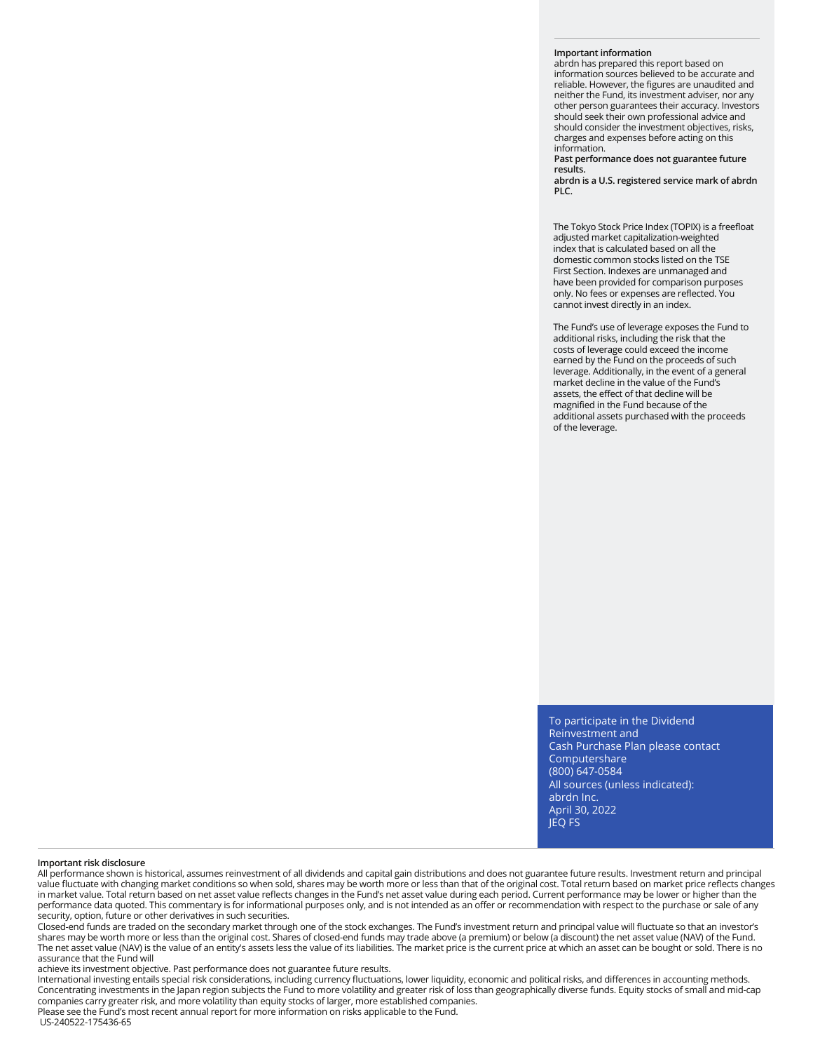**Important information**

abrdn has prepared this report based on information sources believed to be accurate and reliable. However, the figures are unaudited and neither the Fund, its investment adviser, nor any other person guarantees their accuracy. Investors should seek their own professional advice and should consider the investment objectives, risks, charges and expenses before acting on this information.

**Past performance does not guarantee future results.**

**abrdn is a U.S. registered service mark of abrdn PLC.**

The Tokyo Stock Price Index (TOPIX) is a freefloat adjusted market capitalization-weighted index that is calculated based on all the domestic common stocks listed on the TSE First Section. Indexes are unmanaged and have been provided for comparison purposes only. No fees or expenses are reflected. You cannot invest directly in an index.

The Fund's use of leverage exposes the Fund to additional risks, including the risk that the costs of leverage could exceed the income earned by the Fund on the proceeds of such leverage. Additionally, in the event of a general market decline in the value of the Fund's assets, the effect of that decline will be magnified in the Fund because of the additional assets purchased with the proceeds of the leverage.

To participate in the Dividend Reinvestment and Cash Purchase Plan please contact Computershare (800) 647-0584
All sources (unless indicated): abrdn Inc.
April 30, 2022
JEQ FS

**Important risk disclosure**

All performance shown is historical, assumes reinvestment of all dividends and capital gain distributions and does not guarantee future results. Investment return and principal value fluctuate with changing market conditions so when sold, shares may be worth more or less than that of the original cost. Total return based on market price reflects changes in market value. Total return based on net asset value reflects changes in the Fund's net asset value during each period. Current performance may be lower or higher than the performance data quoted. This commentary is for informational purposes only, and is not intended as an offer or recommendation with respect to the purchase or sale of any security, option, future or other derivatives in such securities.

Closed-end funds are traded on the secondary market through one of the stock exchanges. The Fund's investment return and principal value will fluctuate so that an investor's shares may be worth more or less than the original cost. Shares of closed-end funds may trade above (a premium) or below (a discount) the net asset value (NAV) of the Fund. The net asset value (NAV) is the value of an entity's assets less the value of its liabilities. The market price is the current price at which an asset can be bought or sold. There is no assurance that the Fund will
achieve its investment objective. Past performance does not guarantee future results.

International investing entails special risk considerations, including currency fluctuations, lower liquidity, economic and political risks, and differences in accounting methods. Concentrating investments in the Japan region subjects the Fund to more volatility and greater risk of loss than geographically diverse funds. Equity stocks of small and mid-cap companies carry greater risk, and more volatility than equity stocks of larger, more established companies.

Please see the Fund's most recent annual report for more information on risks applicable to the Fund.

US-240522-175436-65